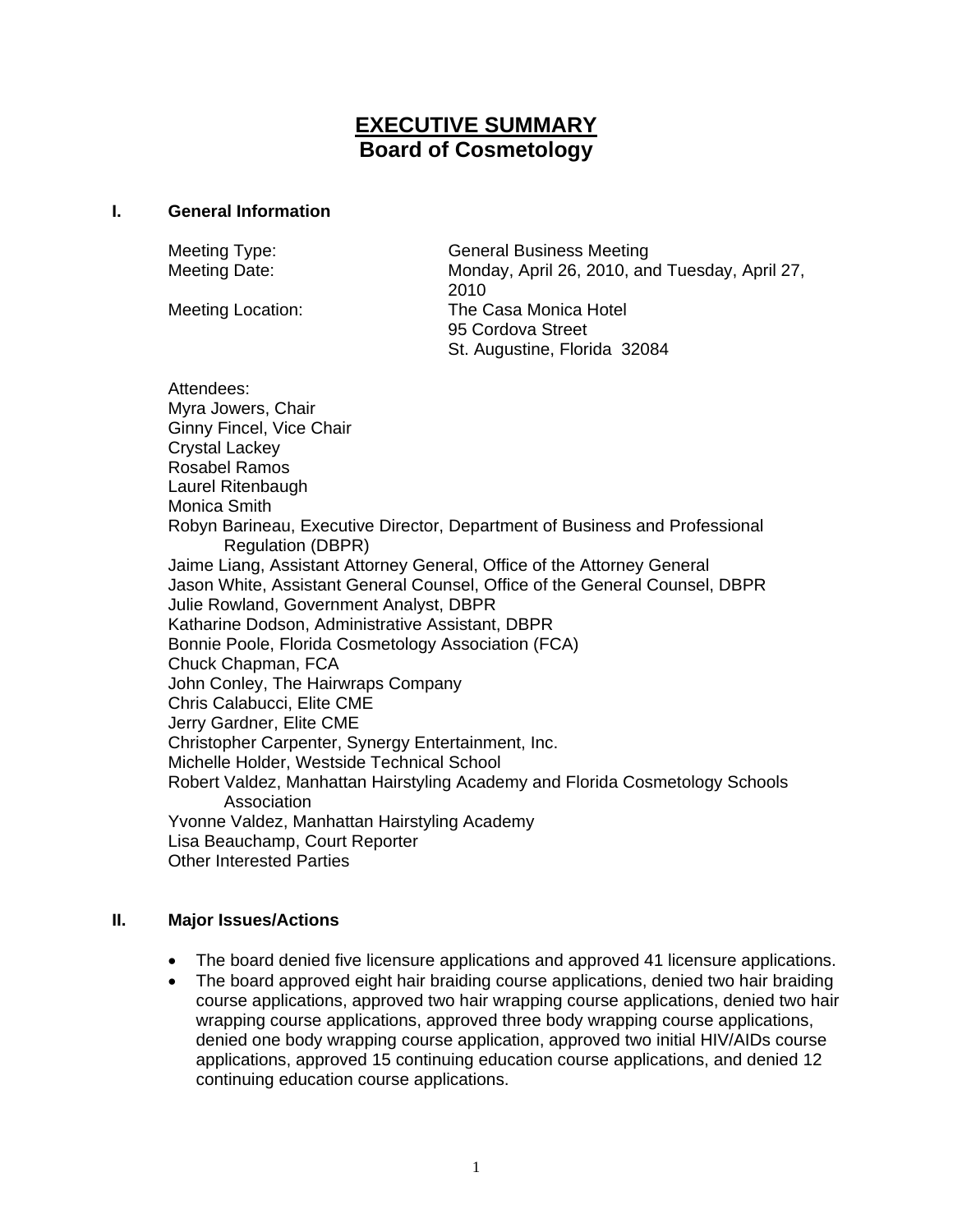# EXECUTIVE SUMMARY
## Board of Cosmetology

### I. General Information

Meeting Type: General Business Meeting

Meeting Date: Monday, April 26, 2010, and Tuesday, April 27, 2010

Meeting Location: The Casa Monica Hotel
95 Cordova Street
St. Augustine, Florida 32084

Attendees:
Myra Jowers, Chair
Ginny Fincel, Vice Chair
Crystal Lackey
Rosabel Ramos
Laurel Ritenbaugh
Monica Smith
Robyn Barineau, Executive Director, Department of Business and Professional Regulation (DBPR)
Jaime Liang, Assistant Attorney General, Office of the Attorney General
Jason White, Assistant General Counsel, Office of the General Counsel, DBPR
Julie Rowland, Government Analyst, DBPR
Katharine Dodson, Administrative Assistant, DBPR
Bonnie Poole, Florida Cosmetology Association (FCA)
Chuck Chapman, FCA
John Conley, The Hairwraps Company
Chris Calabucci, Elite CME
Jerry Gardner, Elite CME
Christopher Carpenter, Synergy Entertainment, Inc.
Michelle Holder, Westside Technical School
Robert Valdez, Manhattan Hairstyling Academy and Florida Cosmetology Schools Association
Yvonne Valdez, Manhattan Hairstyling Academy
Lisa Beauchamp, Court Reporter
Other Interested Parties

### II. Major Issues/Actions

- The board denied five licensure applications and approved 41 licensure applications.
- The board approved eight hair braiding course applications, denied two hair braiding course applications, approved two hair wrapping course applications, denied two hair wrapping course applications, approved three body wrapping course applications, denied one body wrapping course application, approved two initial HIV/AIDs course applications, approved 15 continuing education course applications, and denied 12 continuing education course applications.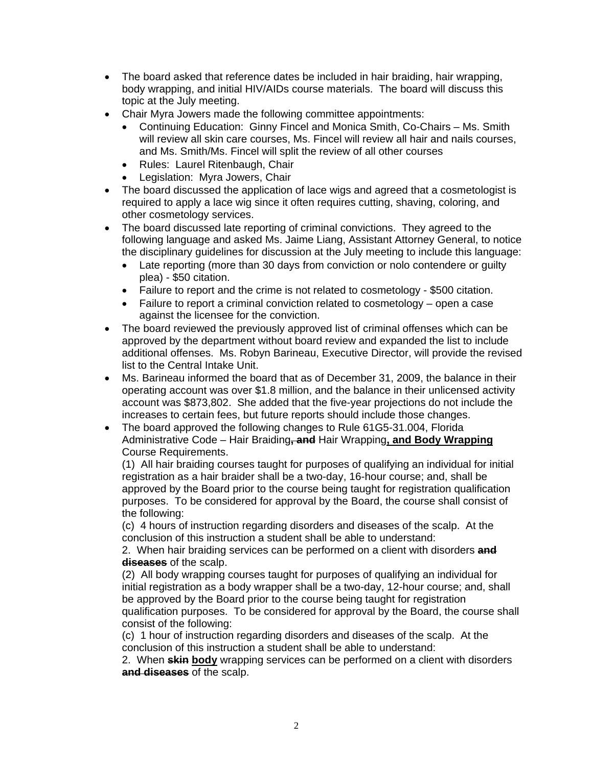- The board asked that reference dates be included in hair braiding, hair wrapping, body wrapping, and initial HIV/AIDs course materials. The board will discuss this topic at the July meeting.
- Chair Myra Jowers made the following committee appointments:
  - Continuing Education: Ginny Fincel and Monica Smith, Co-Chairs – Ms. Smith will review all skin care courses, Ms. Fincel will review all hair and nails courses, and Ms. Smith/Ms. Fincel will split the review of all other courses
  - Rules: Laurel Ritenbaugh, Chair
  - Legislation: Myra Jowers, Chair
- The board discussed the application of lace wigs and agreed that a cosmetologist is required to apply a lace wig since it often requires cutting, shaving, coloring, and other cosmetology services.
- The board discussed late reporting of criminal convictions. They agreed to the following language and asked Ms. Jaime Liang, Assistant Attorney General, to notice the disciplinary guidelines for discussion at the July meeting to include this language:
  - Late reporting (more than 30 days from conviction or nolo contendere or guilty plea) - $50 citation.
  - Failure to report and the crime is not related to cosmetology - $500 citation.
  - Failure to report a criminal conviction related to cosmetology – open a case against the licensee for the conviction.
- The board reviewed the previously approved list of criminal offenses which can be approved by the department without board review and expanded the list to include additional offenses. Ms. Robyn Barineau, Executive Director, will provide the revised list to the Central Intake Unit.
- Ms. Barineau informed the board that as of December 31, 2009, the balance in their operating account was over $1.8 million, and the balance in their unlicensed activity account was $873,802. She added that the five-year projections do not include the increases to certain fees, but future reports should include those changes.
- The board approved the following changes to Rule 61G5-31.004, Florida Administrative Code – Hair Braiding**~~, and~~** Hair Wrapping**<u>, and Body Wrapping</u>** Course Requirements.

  (1) All hair braiding courses taught for purposes of qualifying an individual for initial registration as a hair braider shall be a two-day, 16-hour course; and, shall be approved by the Board prior to the course being taught for registration qualification purposes. To be considered for approval by the Board, the course shall consist of the following:

  (c) 4 hours of instruction regarding disorders and diseases of the scalp. At the conclusion of this instruction a student shall be able to understand:

  2. When hair braiding services can be performed on a client with disorders **~~and diseases~~** of the scalp.

  (2) All body wrapping courses taught for purposes of qualifying an individual for initial registration as a body wrapper shall be a two-day, 12-hour course; and, shall be approved by the Board prior to the course being taught for registration qualification purposes. To be considered for approval by the Board, the course shall consist of the following:

  (c) 1 hour of instruction regarding disorders and diseases of the scalp. At the conclusion of this instruction a student shall be able to understand:

  2. When **~~skin~~** **<u>body</u>** wrapping services can be performed on a client with disorders **~~and diseases~~** of the scalp.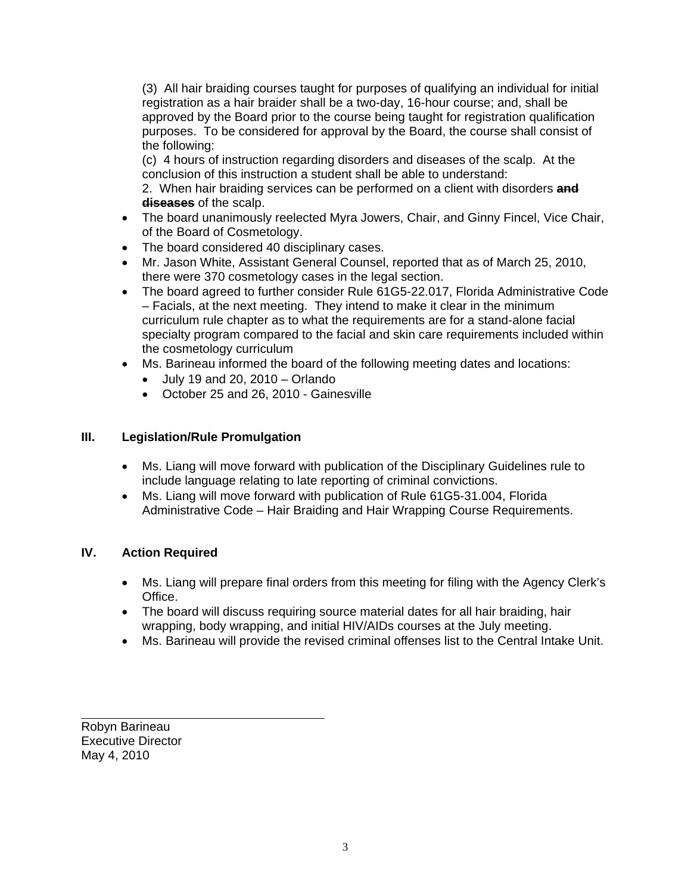(3) All hair braiding courses taught for purposes of qualifying an individual for initial registration as a hair braider shall be a two-day, 16-hour course; and, shall be approved by the Board prior to the course being taught for registration qualification purposes. To be considered for approval by the Board, the course shall consist of the following:

(c) 4 hours of instruction regarding disorders and diseases of the scalp. At the conclusion of this instruction a student shall be able to understand:

2. When hair braiding services can be performed on a client with disorders ~~**and diseases**~~ of the scalp.

- The board unanimously reelected Myra Jowers, Chair, and Ginny Fincel, Vice Chair, of the Board of Cosmetology.
- The board considered 40 disciplinary cases.
- Mr. Jason White, Assistant General Counsel, reported that as of March 25, 2010, there were 370 cosmetology cases in the legal section.
- The board agreed to further consider Rule 61G5-22.017, Florida Administrative Code – Facials, at the next meeting. They intend to make it clear in the minimum curriculum rule chapter as to what the requirements are for a stand-alone facial specialty program compared to the facial and skin care requirements included within the cosmetology curriculum
- Ms. Barineau informed the board of the following meeting dates and locations:
  - July 19 and 20, 2010 – Orlando
  - October 25 and 26, 2010 - Gainesville

## III. Legislation/Rule Promulgation

- Ms. Liang will move forward with publication of the Disciplinary Guidelines rule to include language relating to late reporting of criminal convictions.
- Ms. Liang will move forward with publication of Rule 61G5-31.004, Florida Administrative Code – Hair Braiding and Hair Wrapping Course Requirements.

## IV. Action Required

- Ms. Liang will prepare final orders from this meeting for filing with the Agency Clerk's Office.
- The board will discuss requiring source material dates for all hair braiding, hair wrapping, body wrapping, and initial HIV/AIDs courses at the July meeting.
- Ms. Barineau will provide the revised criminal offenses list to the Central Intake Unit.

Robyn Barineau
Executive Director
May 4, 2010